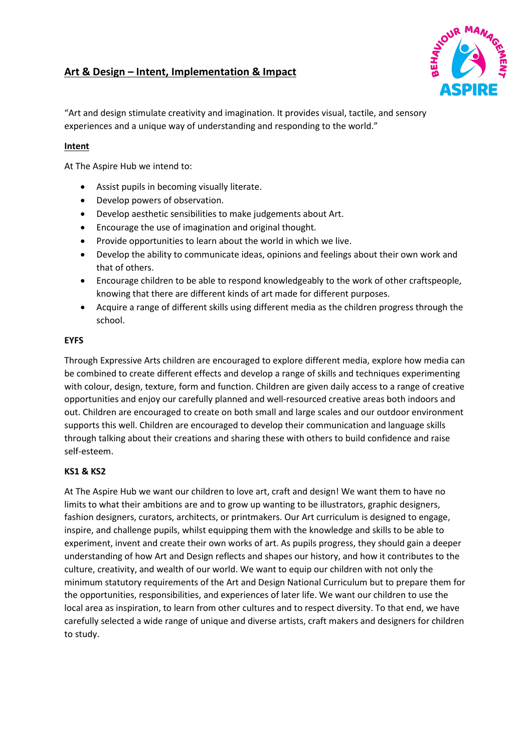# Art & Design – Intent, Implementation & Impact

"Art and design stimulate creativity and imagination. It provides visual, tactile, and sensory experiences and a unique way of understanding and responding to the world."

## Intent

At The Aspire Hub we intend to:

- Assist pupils in becoming visually literate.
- Develop powers of observation.
- Develop aesthetic sensibilities to make judgements about Art.
- Encourage the use of imagination and original thought.
- Provide opportunities to learn about the world in which we live.
- Develop the ability to communicate ideas, opinions and feelings about their own work and that of others.
- Encourage children to be able to respond knowledgeably to the work of other craftspeople, knowing that there are different kinds of art made for different purposes.
- Acquire a range of different skills using different media as the children progress through the school.

### EYFS

Through Expressive Arts children are encouraged to explore different media, explore how media can be combined to create different effects and develop a range of skills and techniques experimenting with colour, design, texture, form and function. Children are given daily access to a range of creative opportunities and enjoy our carefully planned and well-resourced creative areas both indoors and out. Children are encouraged to create on both small and large scales and our outdoor environment supports this well. Children are encouraged to develop their communication and language skills through talking about their creations and sharing these with others to build confidence and raise self-esteem.

### KS1 & KS2

At The Aspire Hub we want our children to love art, craft and design! We want them to have no limits to what their ambitions are and to grow up wanting to be illustrators, graphic designers, fashion designers, curators, architects, or printmakers. Our Art curriculum is designed to engage, inspire, and challenge pupils, whilst equipping them with the knowledge and skills to be able to experiment, invent and create their own works of art. As pupils progress, they should gain a deeper understanding of how Art and Design reflects and shapes our history, and how it contributes to the culture, creativity, and wealth of our world. We want to equip our children with not only the minimum statutory requirements of the Art and Design National Curriculum but to prepare them for the opportunities, responsibilities, and experiences of later life. We want our children to use the local area as inspiration, to learn from other cultures and to respect diversity. To that end, we have carefully selected a wide range of unique and diverse artists, craft makers and designers for children to study.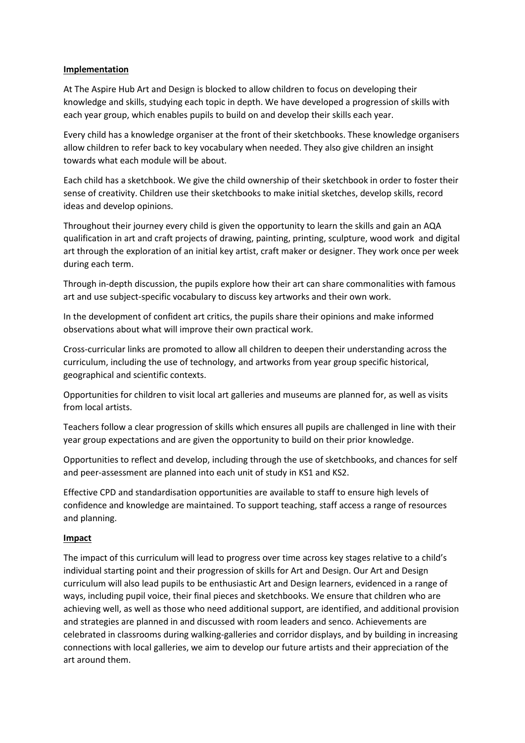## Implementation

At The Aspire Hub Art and Design is blocked to allow children to focus on developing their knowledge and skills, studying each topic in depth. We have developed a progression of skills with each year group, which enables pupils to build on and develop their skills each year.

Every child has a knowledge organiser at the front of their sketchbooks. These knowledge organisers allow children to refer back to key vocabulary when needed. They also give children an insight towards what each module will be about.

Each child has a sketchbook. We give the child ownership of their sketchbook in order to foster their sense of creativity. Children use their sketchbooks to make initial sketches, develop skills, record ideas and develop opinions.

Throughout their journey every child is given the opportunity to learn the skills and gain an AQA qualification in art and craft projects of drawing, painting, printing, sculpture, wood work and digital art through the exploration of an initial key artist, craft maker or designer. They work once per week during each term.

Through in-depth discussion, the pupils explore how their art can share commonalities with famous art and use subject-specific vocabulary to discuss key artworks and their own work.

In the development of confident art critics, the pupils share their opinions and make informed observations about what will improve their own practical work.

Cross-curricular links are promoted to allow all children to deepen their understanding across the curriculum, including the use of technology, and artworks from year group specific historical, geographical and scientific contexts.

Opportunities for children to visit local art galleries and museums are planned for, as well as visits from local artists.

Teachers follow a clear progression of skills which ensures all pupils are challenged in line with their year group expectations and are given the opportunity to build on their prior knowledge.

Opportunities to reflect and develop, including through the use of sketchbooks, and chances for self and peer-assessment are planned into each unit of study in KS1 and KS2.

Effective CPD and standardisation opportunities are available to staff to ensure high levels of confidence and knowledge are maintained. To support teaching, staff access a range of resources and planning.

## Impact

The impact of this curriculum will lead to progress over time across key stages relative to a child's individual starting point and their progression of skills for Art and Design. Our Art and Design curriculum will also lead pupils to be enthusiastic Art and Design learners, evidenced in a range of ways, including pupil voice, their final pieces and sketchbooks. We ensure that children who are achieving well, as well as those who need additional support, are identified, and additional provision and strategies are planned in and discussed with room leaders and senco. Achievements are celebrated in classrooms during walking-galleries and corridor displays, and by building in increasing connections with local galleries, we aim to develop our future artists and their appreciation of the art around them.